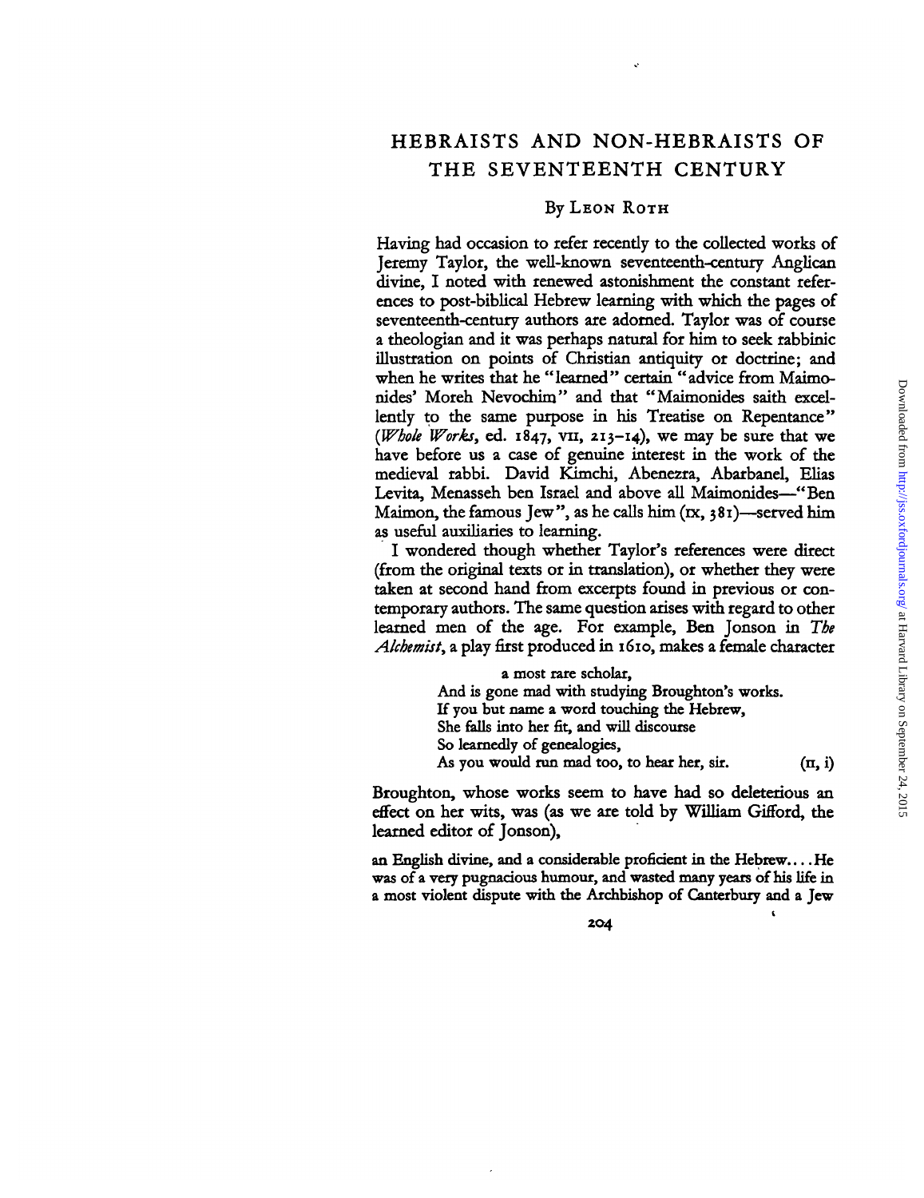# HEBRAISTS AND NON-HEBRAISTS OF THE SEVENTEENTH CENTURY

By LEON ROTH

Having had occasion to refer recently to the collected works of Jeremy Taylor, the well-known seventeenth-century Anglican divine, I noted with renewed astonishment the constant references to post-biblical Hebrew learning with which the pages of seventeenth-century authors are adorned. Taylor was of course a theologian and it was perhaps natural for him to seek rabbinic illustration on points of Christian antiquity or doctrine; and when he writes that he "learned" certain "advice from Maimonides' Moreh Nevochim" and that "Maimonides saith excellently to the same purpose in his Treatise on Repentance" (*Whole Works*, ed. 1847, VII, 213–14), we may be sure that we have before us a case of genuine interest in the work of the medieval rabbi. David Kimchi, Abenezra, Abarbanel, Elias Levita, Menasseh ben Israel and above all Maimonides—"Ben Maimon, the famous Jew", as he calls him (IX, 381)—served him as useful auxiliaries to learning.

I wondered though whether Taylor's references were direct (from the original texts or in translation), or whether they were taken at second hand from excerpts found in previous or contemporary authors. The same question arises with regard to other learned men of the age. For example, Ben Jonson in *The Alchemist*, a play first produced in 1610, makes a female character

> a most rare scholar,
> And is gone mad with studying Broughton's works.
> If you but name a word touching the Hebrew,
> She falls into her fit, and will discourse
> So learnedly of genealogies,
> As you would run mad too, to hear her, sir. (II, i)

Broughton, whose works seem to have had so deleterious an effect on her wits, was (as we are told by William Gifford, the learned editor of Jonson),

> an English divine, and a considerable proficient in the Hebrew.... He was of a very pugnacious humour, and wasted many years of his life in a most violent dispute with the Archbishop of Canterbury and a Jew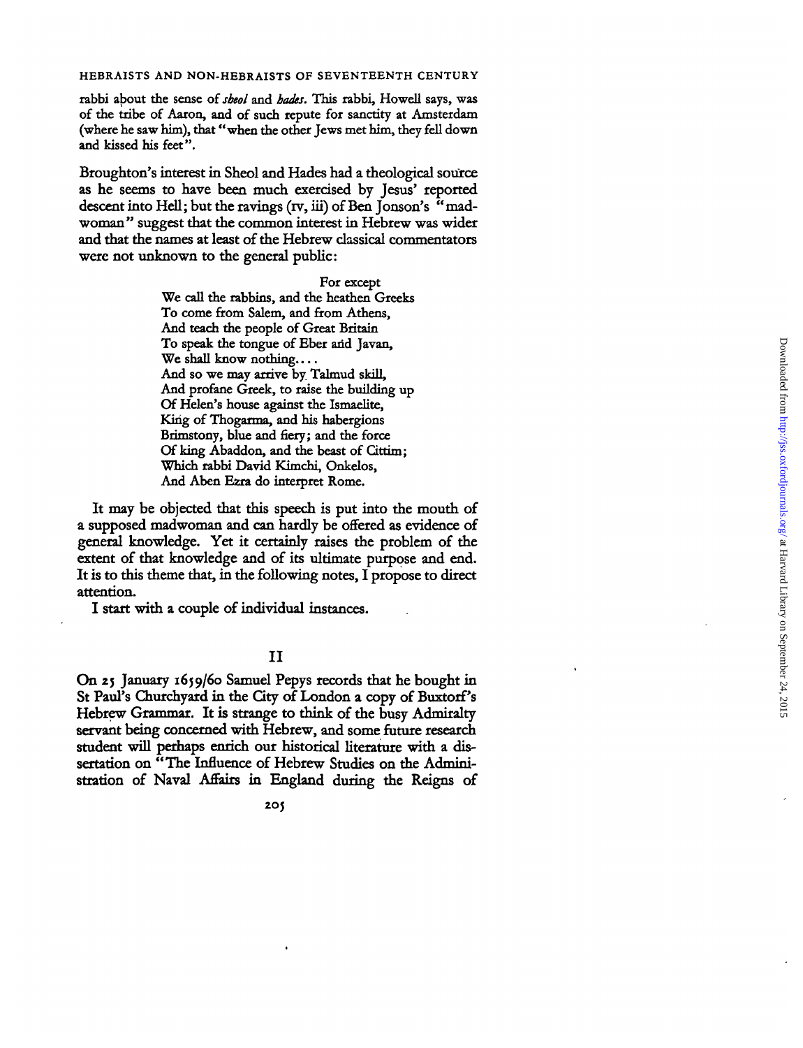rabbi about the sense of *sheol* and *hades*. This rabbi, Howell says, was of the tribe of Aaron, and of such repute for sanctity at Amsterdam (where he saw him), that "when the other Jews met him, they fell down and kissed his feet".

Broughton's interest in Sheol and Hades had a theological source as he seems to have been much exercised by Jesus' reported descent into Hell; but the ravings (IV, iii) of Ben Jonson's "madwoman" suggest that the common interest in Hebrew was wider and that the names at least of the Hebrew classical commentators were not unknown to the general public:

> For except
> We call the rabbins, and the heathen Greeks
> To come from Salem, and from Athens,
> And teach the people of Great Britain
> To speak the tongue of Eber and Javan,
> We shall know nothing....
> And so we may arrive by Talmud skill,
> And profane Greek, to raise the building up
> Of Helen's house against the Ismaelite,
> King of Thogarma, and his habergions
> Brimstony, blue and fiery; and the force
> Of king Abaddon, and the beast of Cittim;
> Which rabbi David Kimchi, Onkelos,
> And Aben Ezra do interpret Rome.

It may be objected that this speech is put into the mouth of a supposed madwoman and can hardly be offered as evidence of general knowledge. Yet it certainly raises the problem of the extent of that knowledge and of its ultimate purpose and end. It is to this theme that, in the following notes, I propose to direct attention.

I start with a couple of individual instances.

## II

On 25 January 1659/60 Samuel Pepys records that he bought in St Paul's Churchyard in the City of London a copy of Buxtorf's Hebrew Grammar. It is strange to think of the busy Admiralty servant being concerned with Hebrew, and some future research student will perhaps enrich our historical literature with a dissertation on "The Influence of Hebrew Studies on the Administration of Naval Affairs in England during the Reigns of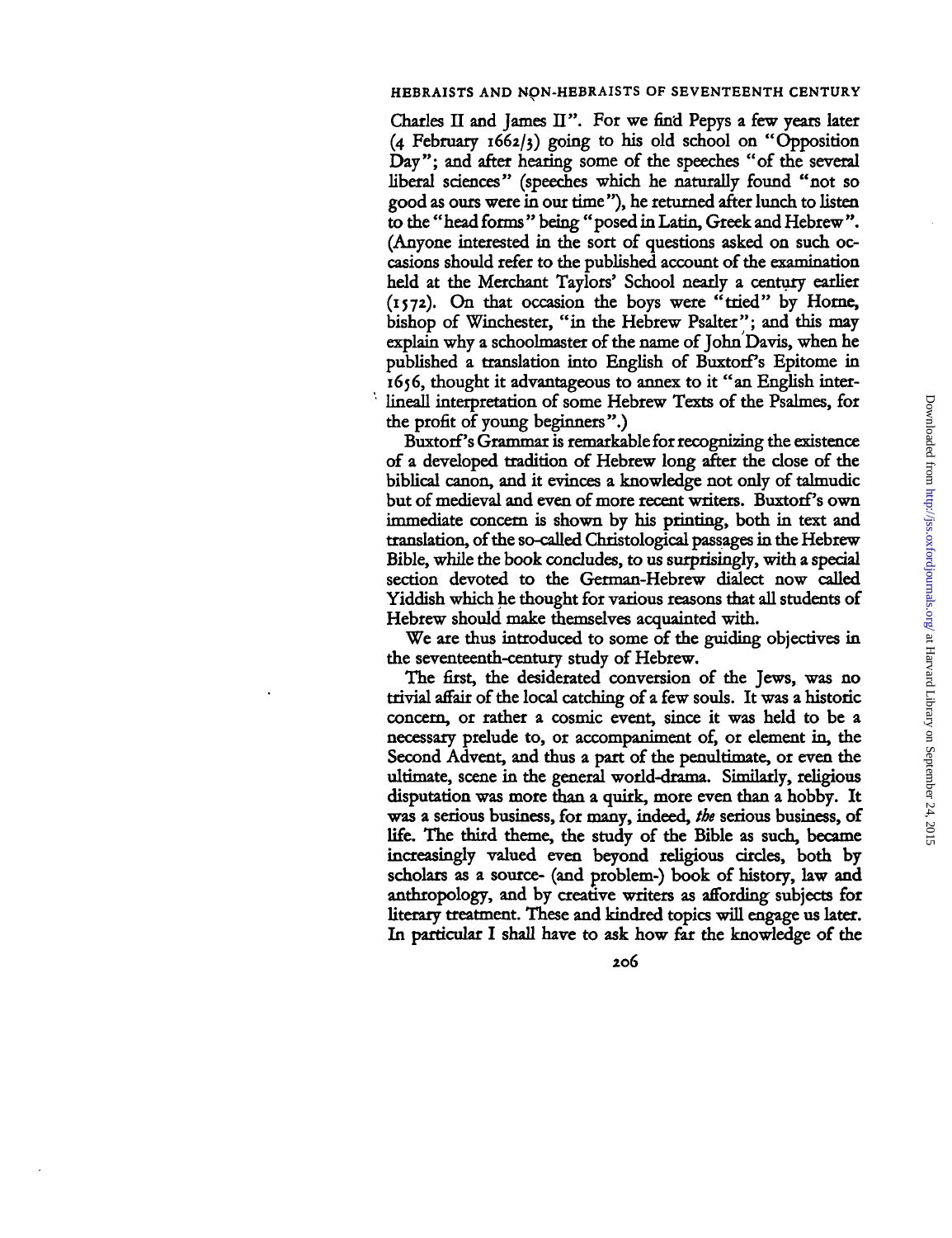Charles II and James II". For we find Pepys a few years later (4 February 1662/3) going to his old school on "Opposition Day"; and after hearing some of the speeches "of the several liberal sciences" (speeches which he naturally found "not so good as ours were in our time"), he returned after lunch to listen to the "head forms" being "posed in Latin, Greek and Hebrew". (Anyone interested in the sort of questions asked on such occasions should refer to the published account of the examination held at the Merchant Taylors' School nearly a century earlier (1572). On that occasion the boys were "tried" by Horne, bishop of Winchester, "in the Hebrew Psalter"; and this may explain why a schoolmaster of the name of John Davis, when he published a translation into English of Buxtorf's Epitome in 1656, thought it advantageous to annex to it "an English interlineall interpretation of some Hebrew Texts of the Psalmes, for the profit of young beginners".)

Buxtorf's Grammar is remarkable for recognizing the existence of a developed tradition of Hebrew long after the close of the biblical canon, and it evinces a knowledge not only of talmudic but of medieval and even of more recent writers. Buxtorf's own immediate concern is shown by his printing, both in text and translation, of the so-called Christological passages in the Hebrew Bible, while the book concludes, to us surprisingly, with a special section devoted to the German-Hebrew dialect now called Yiddish which he thought for various reasons that all students of Hebrew should make themselves acquainted with.

We are thus introduced to some of the guiding objectives in the seventeenth-century study of Hebrew.

The first, the desiderated conversion of the Jews, was no trivial affair of the local catching of a few souls. It was a historic concern, or rather a cosmic event, since it was held to be a necessary prelude to, or accompaniment of, or element in, the Second Advent, and thus a part of the penultimate, or even the ultimate, scene in the general world-drama. Similarly, religious disputation was more than a quirk, more even than a hobby. It was a serious business, for many, indeed, *the* serious business, of life. The third theme, the study of the Bible as such, became increasingly valued even beyond religious circles, both by scholars as a source- (and problem-) book of history, law and anthropology, and by creative writers as affording subjects for literary treatment. These and kindred topics will engage us later. In particular I shall have to ask how far the knowledge of the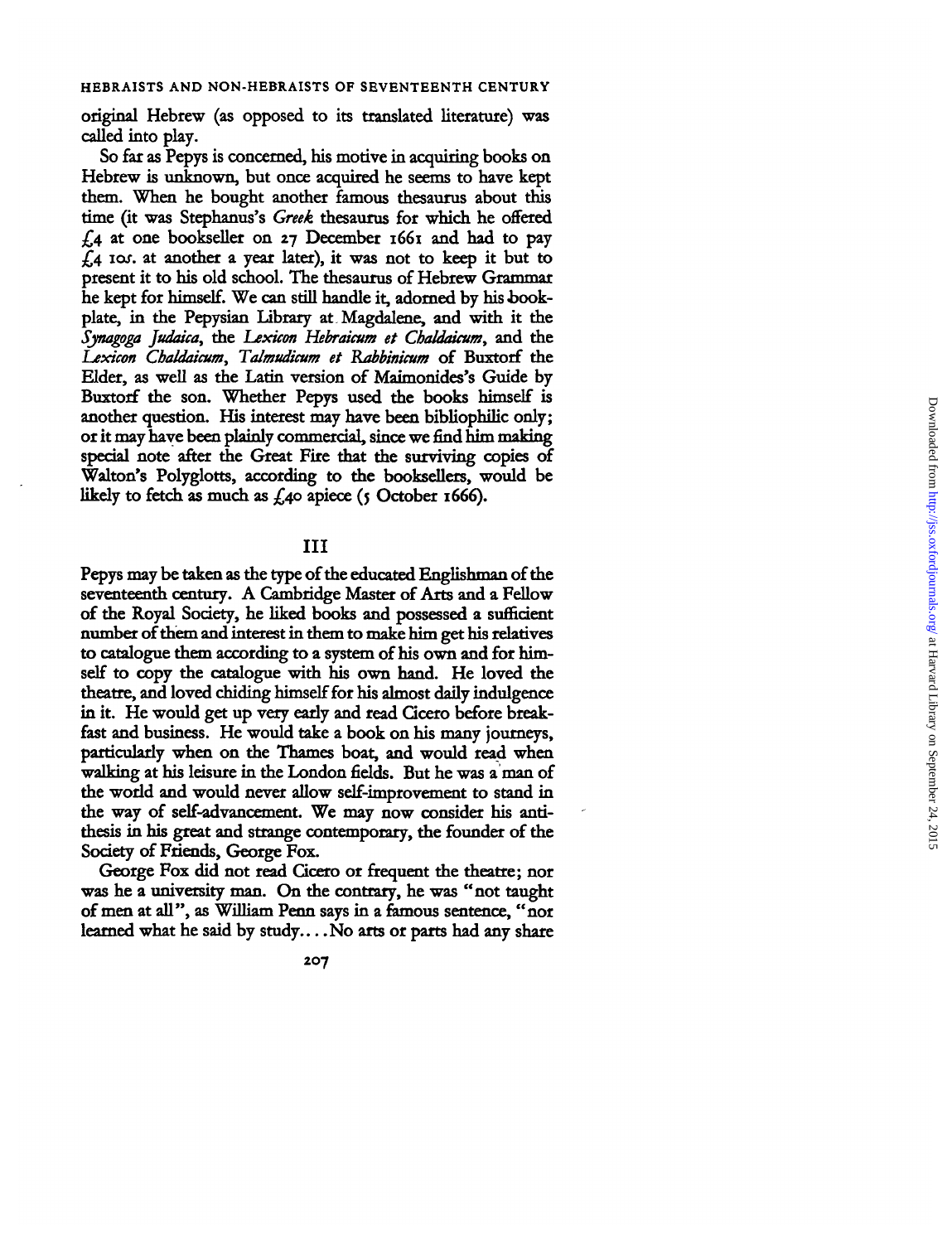original Hebrew (as opposed to its translated literature) was called into play.

So far as Pepys is concerned, his motive in acquiring books on Hebrew is unknown, but once acquired he seems to have kept them. When he bought another famous thesaurus about this time (it was Stephanus's *Greek* thesaurus for which he offered £4 at one bookseller on 27 December 1661 and had to pay £4 10*s*. at another a year later), it was not to keep it but to present it to his old school. The thesaurus of Hebrew Grammar he kept for himself. We can still handle it, adorned by his bookplate, in the Pepysian Library at Magdalene, and with it the *Synagoga Judaica*, the *Lexicon Hebraicum et Chaldaicum*, and the *Lexicon Chaldaicum, Talmudicum et Rabbinicum* of Buxtorf the Elder, as well as the Latin version of Maimonides's Guide by Buxtorf the son. Whether Pepys used the books himself is another question. His interest may have been bibliophilic only; or it may have been plainly commercial, since we find him making special note after the Great Fire that the surviving copies of Walton's Polyglotts, according to the booksellers, would be likely to fetch as much as £40 apiece (5 October 1666).

## III

Pepys may be taken as the type of the educated Englishman of the seventeenth century. A Cambridge Master of Arts and a Fellow of the Royal Society, he liked books and possessed a sufficient number of them and interest in them to make him get his relatives to catalogue them according to a system of his own and for himself to copy the catalogue with his own hand. He loved the theatre, and loved chiding himself for his almost daily indulgence in it. He would get up very early and read Cicero before breakfast and business. He would take a book on his many journeys, particularly when on the Thames boat, and would read when walking at his leisure in the London fields. But he was a man of the world and would never allow self-improvement to stand in the way of self-advancement. We may now consider his antithesis in his great and strange contemporary, the founder of the Society of Friends, George Fox.

George Fox did not read Cicero or frequent the theatre; nor was he a university man. On the contrary, he was "not taught of men at all", as William Penn says in a famous sentence, "nor learned what he said by study.... No arts or parts had any share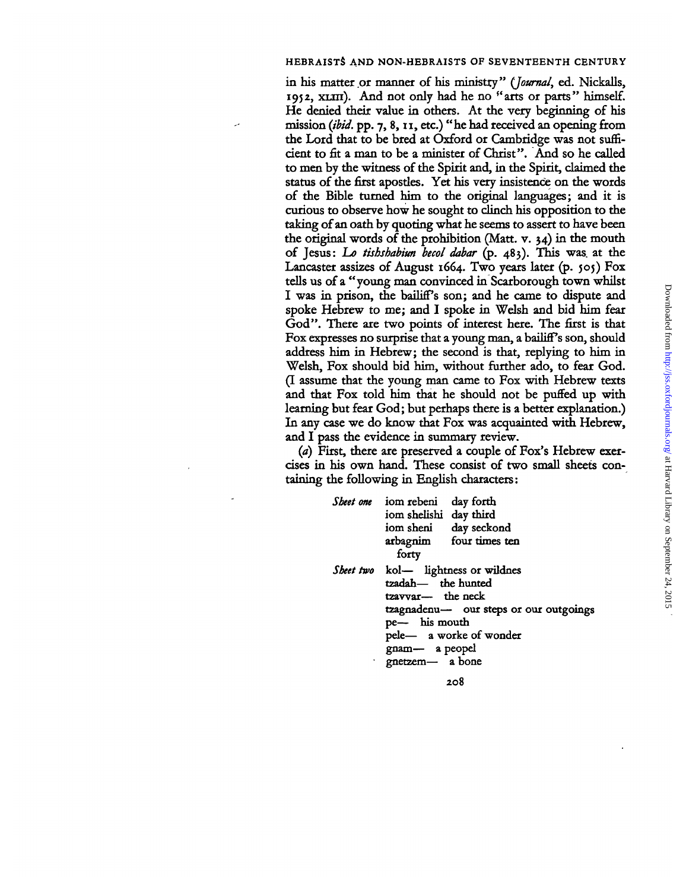in his matter or manner of his ministry" (*Journal*, ed. Nickalls, 1952, XLIII). And not only had he no "arts or parts" himself. He denied their value in others. At the very beginning of his mission (*ibid.* pp. 7, 8, 11, etc.) "he had received an opening from the Lord that to be bred at Oxford or Cambridge was not sufficient to fit a man to be a minister of Christ". And so he called to men by the witness of the Spirit and, in the Spirit, claimed the status of the first apostles. Yet his very insistence on the words of the Bible turned him to the original languages; and it is curious to observe how he sought to clinch his opposition to the taking of an oath by quoting what he seems to assert to have been the original words of the prohibition (Matt. v. 34) in the mouth of Jesus: *Lo tishshabiun becol dabar* (p. 483). This was at the Lancaster assizes of August 1664. Two years later (p. 505) Fox tells us of a "young man convinced in Scarborough town whilst I was in prison, the bailiff's son; and he came to dispute and spoke Hebrew to me; and I spoke in Welsh and bid him fear God". There are two points of interest here. The first is that Fox expresses no surprise that a young man, a bailiff's son, should address him in Hebrew; the second is that, replying to him in Welsh, Fox should bid him, without further ado, to fear God. (I assume that the young man came to Fox with Hebrew texts and that Fox told him that he should not be puffed up with learning but fear God; but perhaps there is a better explanation.) In any case we do know that Fox was acquainted with Hebrew, and I pass the evidence in summary review.

(*a*) First, there are preserved a couple of Fox's Hebrew exercises in his own hand. These consist of two small sheets containing the following in English characters:

*Sheet one*
iom rebeni  day forth
iom shelishi  day third
iom sheni  day seckond
arbagnim  four times ten
forty

*Sheet two*
kol— lightness or wildnes
tzadah— the hunted
tzavvar— the neck
tzagnadenu— our steps or our outgoings
pe— his mouth
pele— a worke of wonder
gnam— a peopel
gnetzem— a bone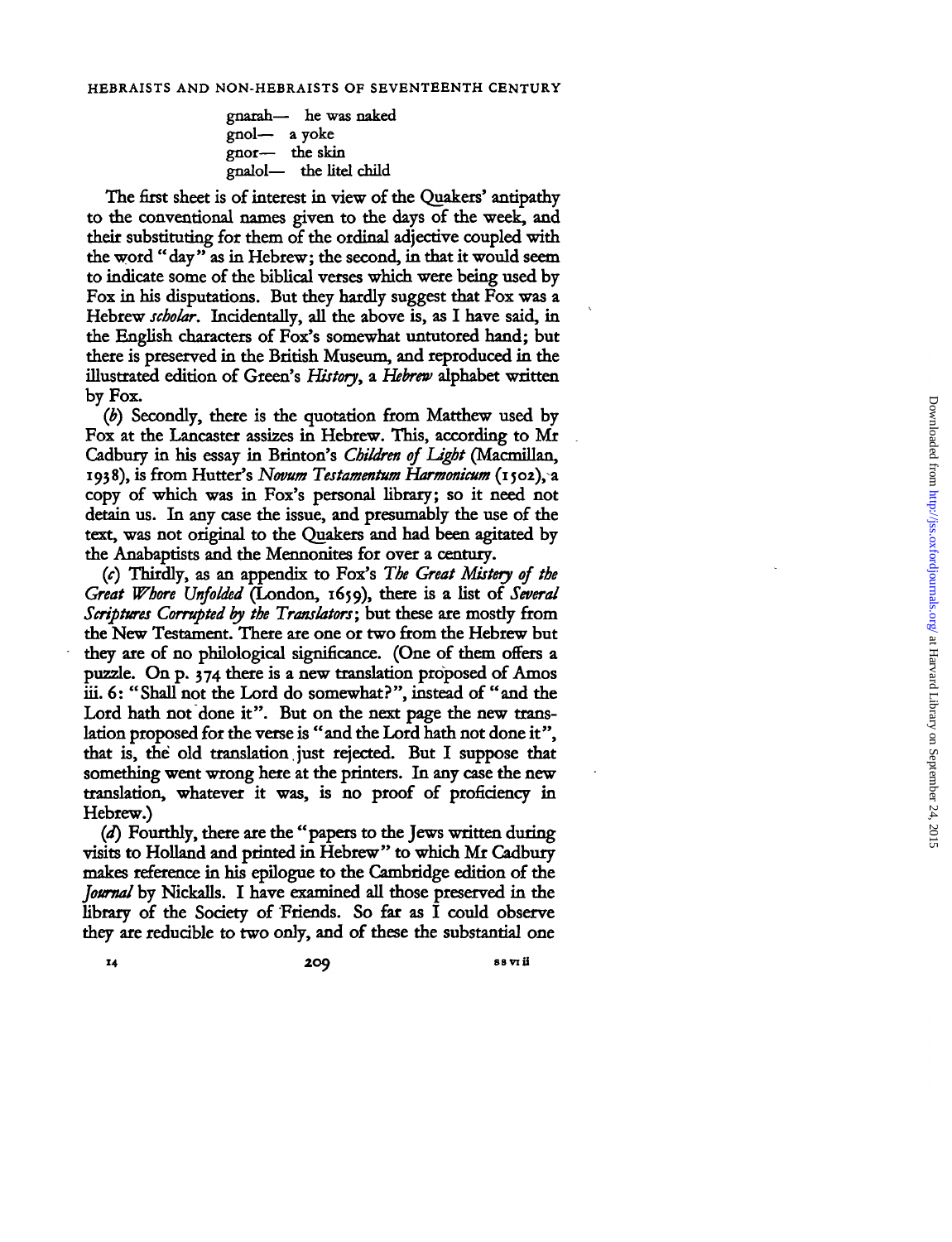gnarah— he was naked
gnol— a yoke
gnor— the skin
gnalol— the litel child

The first sheet is of interest in view of the Quakers' antipathy to the conventional names given to the days of the week, and their substituting for them of the ordinal adjective coupled with the word "day" as in Hebrew; the second, in that it would seem to indicate some of the biblical verses which were being used by Fox in his disputations. But they hardly suggest that Fox was a Hebrew *scholar*. Incidentally, all the above is, as I have said, in the English characters of Fox's somewhat untutored hand; but there is preserved in the British Museum, and reproduced in the illustrated edition of Green's *History*, a *Hebrew* alphabet written by Fox.

(*b*) Secondly, there is the quotation from Matthew used by Fox at the Lancaster assizes in Hebrew. This, according to Mr Cadbury in his essay in Brinton's *Children of Light* (Macmillan, 1938), is from Hutter's *Novum Testamentum Harmonicum* (1502), a copy of which was in Fox's personal library; so it need not detain us. In any case the issue, and presumably the use of the text, was not original to the Quakers and had been agitated by the Anabaptists and the Mennonites for over a century.

(*c*) Thirdly, as an appendix to Fox's *The Great Mistery of the Great Whore Unfolded* (London, 1659), there is a list of *Several Scriptures Corrupted by the Translators*; but these are mostly from the New Testament. There are one or two from the Hebrew but they are of no philological significance. (One of them offers a puzzle. On p. 374 there is a new translation proposed of Amos iii. 6: "Shall not the Lord do somewhat?", instead of "and the Lord hath not done it". But on the next page the new translation proposed for the verse is "and the Lord hath not done it", that is, the old translation just rejected. But I suppose that something went wrong here at the printers. In any case the new translation, whatever it was, is no proof of proficiency in Hebrew.)

(*d*) Fourthly, there are the "papers to the Jews written during visits to Holland and printed in Hebrew" to which Mr Cadbury makes reference in his epilogue to the Cambridge edition of the *Journal* by Nickalls. I have examined all those preserved in the library of the Society of Friends. So far as I could observe they are reducible to two only, and of these the substantial one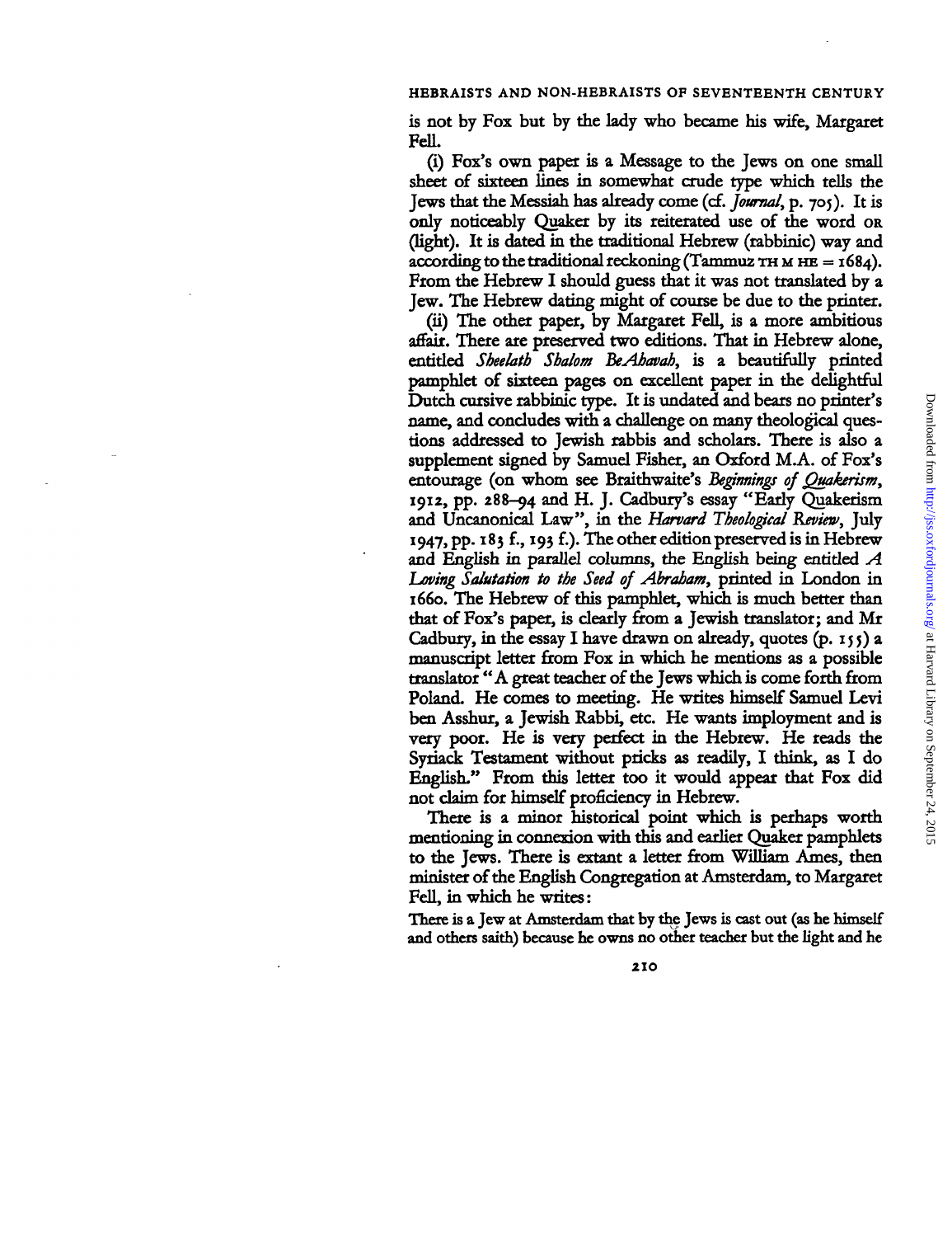is not by Fox but by the lady who became his wife, Margaret Fell.

(i) Fox's own paper is a Message to the Jews on one small sheet of sixteen lines in somewhat crude type which tells the Jews that the Messiah has already come (cf. *Journal*, p. 705). It is only noticeably Quaker by its reiterated use of the word OR (light). It is dated in the traditional Hebrew (rabbinic) way and according to the traditional reckoning (Tammuz TH M HE = 1684). From the Hebrew I should guess that it was not translated by a Jew. The Hebrew dating might of course be due to the printer.

(ii) The other paper, by Margaret Fell, is a more ambitious affair. There are preserved two editions. That in Hebrew alone, entitled *Sheelath Shalom BeAhavah*, is a beautifully printed pamphlet of sixteen pages on excellent paper in the delightful Dutch cursive rabbinic type. It is undated and bears no printer's name, and concludes with a challenge on many theological questions addressed to Jewish rabbis and scholars. There is also a supplement signed by Samuel Fisher, an Oxford M.A. of Fox's entourage (on whom see Braithwaite's *Beginnings of Quakerism*, 1912, pp. 288–94 and H. J. Cadbury's essay "Early Quakerism and Uncanonical Law", in the *Harvard Theological Review*, July 1947, pp. 183 f., 193 f.). The other edition preserved is in Hebrew and English in parallel columns, the English being entitled *A Loving Salutation to the Seed of Abraham*, printed in London in 1660. The Hebrew of this pamphlet, which is much better than that of Fox's paper, is clearly from a Jewish translator; and Mr Cadbury, in the essay I have drawn on already, quotes (p. 155) a manuscript letter from Fox in which he mentions as a possible translator "A great teacher of the Jews which is come forth from Poland. He comes to meeting. He writes himself Samuel Levi ben Asshur, a Jewish Rabbi, etc. He wants imployment and is very poor. He is very perfect in the Hebrew. He reads the Syriack Testament without pricks as readily, I think, as I do English." From this letter too it would appear that Fox did not claim for himself proficiency in Hebrew.

There is a minor historical point which is perhaps worth mentioning in connexion with this and earlier Quaker pamphlets to the Jews. There is extant a letter from William Ames, then minister of the English Congregation at Amsterdam, to Margaret Fell, in which he writes:

There is a Jew at Amsterdam that by the Jews is cast out (as he himself and others saith) because he owns no other teacher but the light and he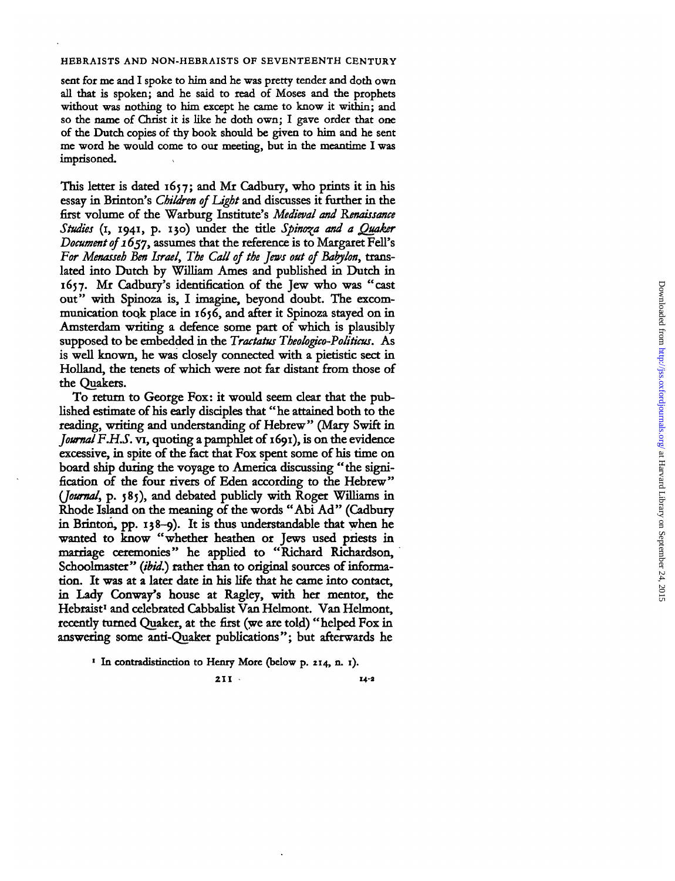sent for me and I spoke to him and he was pretty tender and doth own all that is spoken; and he said to read of Moses and the prophets without was nothing to him except he came to know it within; and so the name of Christ it is like he doth own; I gave order that one of the Dutch copies of thy book should be given to him and he sent me word he would come to our meeting, but in the meantime I was imprisoned.

This letter is dated 1657; and Mr Cadbury, who prints it in his essay in Brinton's *Children of Light* and discusses it further in the first volume of the Warburg Institute's *Medieval and Renaissance Studies* (I, 1941, p. 130) under the title *Spinoza and a Quaker Document of 1657*, assumes that the reference is to Margaret Fell's *For Menasseh Ben Israel, The Call of the Jews out of Babylon*, translated into Dutch by William Ames and published in Dutch in 1657. Mr Cadbury's identification of the Jew who was "cast out" with Spinoza is, I imagine, beyond doubt. The excommunication took place in 1656, and after it Spinoza stayed on in Amsterdam writing a defence some part of which is plausibly supposed to be embedded in the *Tractatus Theologico-Politicus*. As is well known, he was closely connected with a pietistic sect in Holland, the tenets of which were not far distant from those of the Quakers.

To return to George Fox: it would seem clear that the published estimate of his early disciples that "he attained both to the reading, writing and understanding of Hebrew" (Mary Swift in *Journal F.H.S.* VI, quoting a pamphlet of 1691), is on the evidence excessive, in spite of the fact that Fox spent some of his time on board ship during the voyage to America discussing "the signification of the four rivers of Eden according to the Hebrew" (*Journal*, p. 585), and debated publicly with Roger Williams in Rhode Island on the meaning of the words "Abi Ad" (Cadbury in Brinton, pp. 138–9). It is thus understandable that when he wanted to know "whether heathen or Jews used priests in marriage ceremonies" he applied to "Richard Richardson, Schoolmaster" (*ibid.*) rather than to original sources of information. It was at a later date in his life that he came into contact, in Lady Conway's house at Ragley, with her mentor, the Hebraist[1] and celebrated Cabbalist Van Helmont. Van Helmont, recently turned Quaker, at the first (we are told) "helped Fox in answering some anti-Quaker publications"; but afterwards he

[1] In contradistinction to Henry More (below p. 214, n. 1).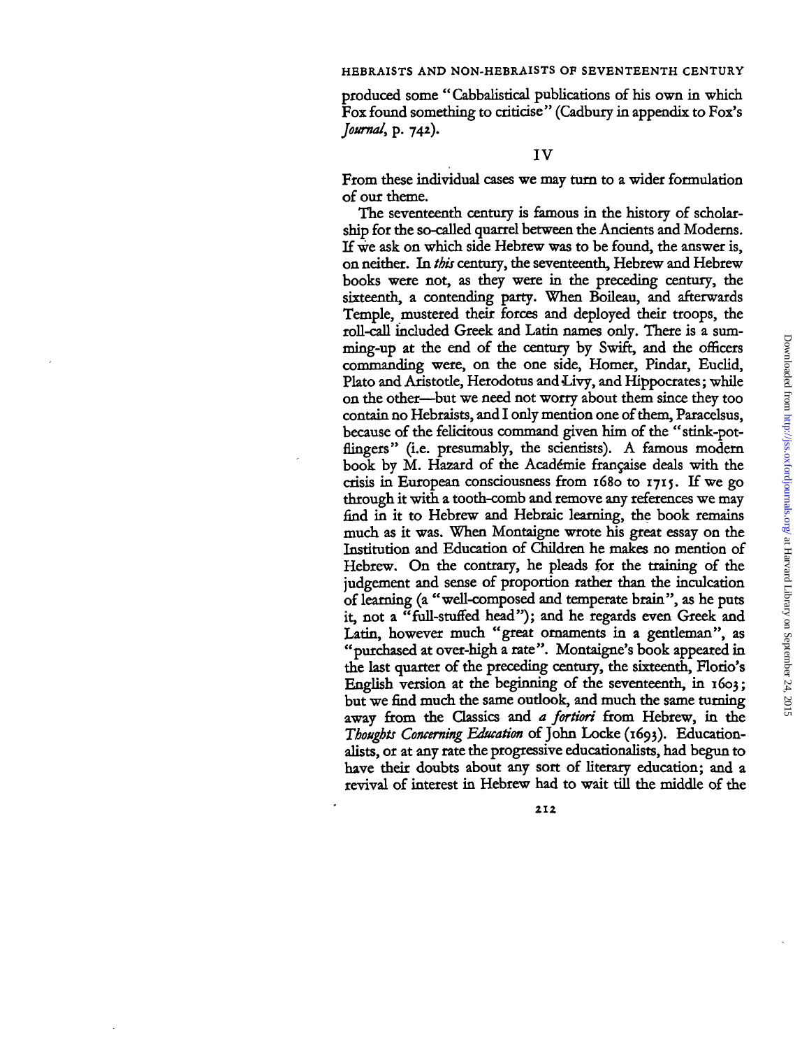produced some "Cabbalistical publications of his own in which Fox found something to criticise" (Cadbury in appendix to Fox's *Journal*, p. 742).

## IV

From these individual cases we may turn to a wider formulation of our theme.

The seventeenth century is famous in the history of scholarship for the so-called quarrel between the Ancients and Moderns. If we ask on which side Hebrew was to be found, the answer is, on neither. In *this* century, the seventeenth, Hebrew and Hebrew books were not, as they were in the preceding century, the sixteenth, a contending party. When Boileau, and afterwards Temple, mustered their forces and deployed their troops, the roll-call included Greek and Latin names only. There is a summing-up at the end of the century by Swift, and the officers commanding were, on the one side, Homer, Pindar, Euclid, Plato and Aristotle, Herodotus and Livy, and Hippocrates; while on the other—but we need not worry about them since they too contain no Hebraists, and I only mention one of them, Paracelsus, because of the felicitous command given him of the "stink-pot-flingers" (i.e. presumably, the scientists). A famous modern book by M. Hazard of the Académie française deals with the crisis in European consciousness from 1680 to 1715. If we go through it with a tooth-comb and remove any references we may find in it to Hebrew and Hebraic learning, the book remains much as it was. When Montaigne wrote his great essay on the Institution and Education of Children he makes no mention of Hebrew. On the contrary, he pleads for the training of the judgement and sense of proportion rather than the inculcation of learning (a "well-composed and temperate brain", as he puts it, not a "full-stuffed head"); and he regards even Greek and Latin, however much "great ornaments in a gentleman", as "purchased at over-high a rate". Montaigne's book appeared in the last quarter of the preceding century, the sixteenth, Florio's English version at the beginning of the seventeenth, in 1603; but we find much the same outlook, and much the same turning away from the Classics and *a fortiori* from Hebrew, in the *Thoughts Concerning Education* of John Locke (1693). Educationalists, or at any rate the progressive educationalists, had begun to have their doubts about any sort of literary education; and a revival of interest in Hebrew had to wait till the middle of the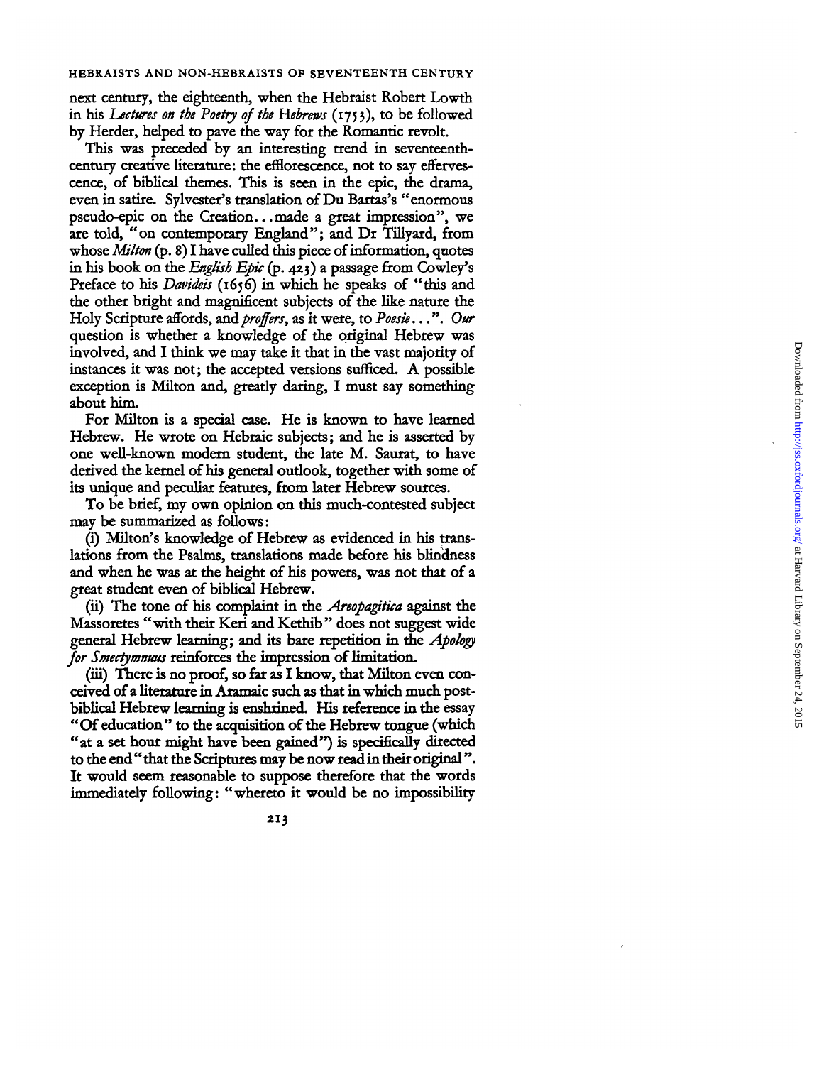next century, the eighteenth, when the Hebraist Robert Lowth in his *Lectures on the Poetry of the Hebrews* (1753), to be followed by Herder, helped to pave the way for the Romantic revolt.

This was preceded by an interesting trend in seventeenth-century creative literature: the efflorescence, not to say effervescence, of biblical themes. This is seen in the epic, the drama, even in satire. Sylvester's translation of Du Bartas's "enormous pseudo-epic on the Creation...made a great impression", we are told, "on contemporary England"; and Dr Tillyard, from whose *Milton* (p. 8) I have culled this piece of information, quotes in his book on the *English Epic* (p. 423) a passage from Cowley's Preface to his *Davideis* (1656) in which he speaks of "this and the other bright and magnificent subjects of the like nature the Holy Scripture affords, and *proffers*, as it were, to *Poesie*...". *Our* question is whether a knowledge of the original Hebrew was involved, and I think we may take it that in the vast majority of instances it was not; the accepted versions sufficed. A possible exception is Milton and, greatly daring, I must say something about him.

For Milton is a special case. He is known to have learned Hebrew. He wrote on Hebraic subjects; and he is asserted by one well-known modern student, the late M. Saurat, to have derived the kernel of his general outlook, together with some of its unique and peculiar features, from later Hebrew sources.

To be brief, my own opinion on this much-contested subject may be summarized as follows:

(i) Milton's knowledge of Hebrew as evidenced in his translations from the Psalms, translations made before his blindness and when he was at the height of his powers, was not that of a great student even of biblical Hebrew.

(ii) The tone of his complaint in the *Areopagitica* against the Massoretes "with their Keri and Kethib" does not suggest wide general Hebrew learning; and its bare repetition in the *Apology for Smectymnuus* reinforces the impression of limitation.

(iii) There is no proof, so far as I know, that Milton even conceived of a literature in Aramaic such as that in which much post-biblical Hebrew learning is enshrined. His reference in the essay "Of education" to the acquisition of the Hebrew tongue (which "at a set hour might have been gained") is specifically directed to the end "that the Scriptures may be now read in their original". It would seem reasonable to suppose therefore that the words immediately following: "whereto it would be no impossibility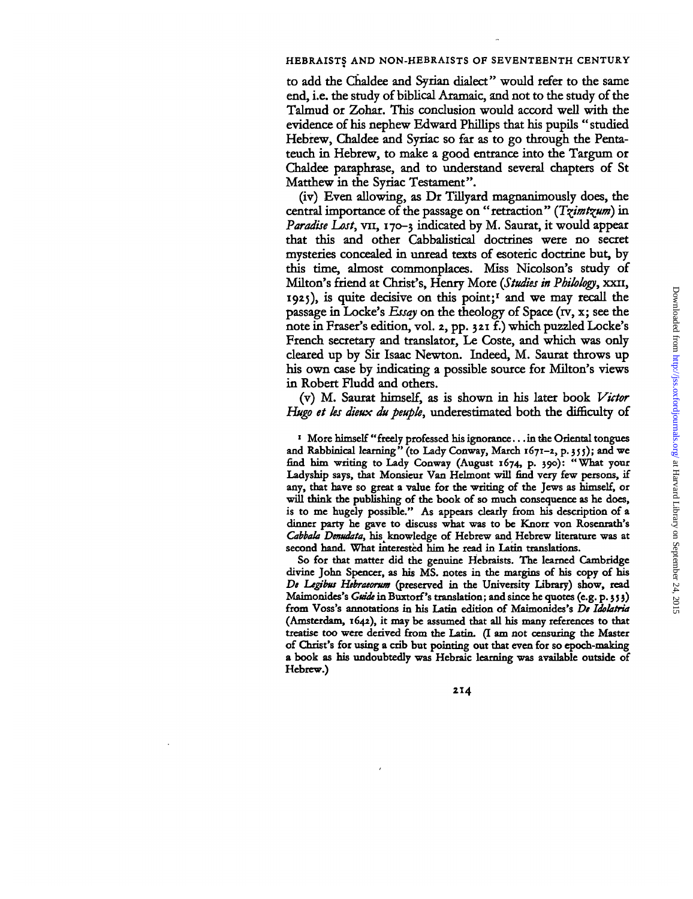to add the Chaldee and Syrian dialect" would refer to the same end, i.e. the study of biblical Aramaic, and not to the study of the Talmud or Zohar. This conclusion would accord well with the evidence of his nephew Edward Phillips that his pupils "studied Hebrew, Chaldee and Syriac so far as to go through the Pentateuch in Hebrew, to make a good entrance into the Targum or Chaldee paraphrase, and to understand several chapters of St Matthew in the Syriac Testament".

(iv) Even allowing, as Dr Tillyard magnanimously does, the central importance of the passage on "retraction" (*Tzimtzum*) in *Paradise Lost*, VII, 170–3 indicated by M. Saurat, it would appear that this and other Cabbalistical doctrines were no secret mysteries concealed in unread texts of esoteric doctrine but, by this time, almost commonplaces. Miss Nicolson's study of Milton's friend at Christ's, Henry More (*Studies in Philology*, XXII, 1925), is quite decisive on this point;[1] and we may recall the passage in Locke's *Essay* on the theology of Space (IV, x; see the note in Fraser's edition, vol. 2, pp. 321 f.) which puzzled Locke's French secretary and translator, Le Coste, and which was only cleared up by Sir Isaac Newton. Indeed, M. Saurat throws up his own case by indicating a possible source for Milton's views in Robert Fludd and others.

(v) M. Saurat himself, as is shown in his later book *Victor Hugo et les dieux du peuple*, underestimated both the difficulty of

[1] More himself "freely professed his ignorance...in the Oriental tongues and Rabbinical learning" (to Lady Conway, March 1671–2, p. 355); and we find him writing to Lady Conway (August 1674, p. 390): "What your Ladyship says, that Monsieur Van Helmont will find very few persons, if any, that have so great a value for the writing of the Jews as himself, or will think the publishing of the book of so much consequence as he does, is to me hugely possible." As appears clearly from his description of a dinner party he gave to discuss what was to be Knorr von Rosenrath's *Cabbala Denudata*, his knowledge of Hebrew and Hebrew literature was at second hand. What interested him he read in Latin translations.

So for that matter did the genuine Hebraists. The learned Cambridge divine John Spencer, as his MS. notes in the margins of his copy of his *De Legibus Hebraeorum* (preserved in the University Library) show, read Maimonides's *Guide* in Buxtorf's translation; and since he quotes (e.g. p. 353) from Voss's annotations in his Latin edition of Maimonides's *De Idolatria* (Amsterdam, 1642), it may be assumed that all his many references to that treatise too were derived from the Latin. (I am not censuring the Master of Christ's for using a crib but pointing out that even for so epoch-making a book as his undoubtedly was Hebraic learning was available outside of Hebrew.)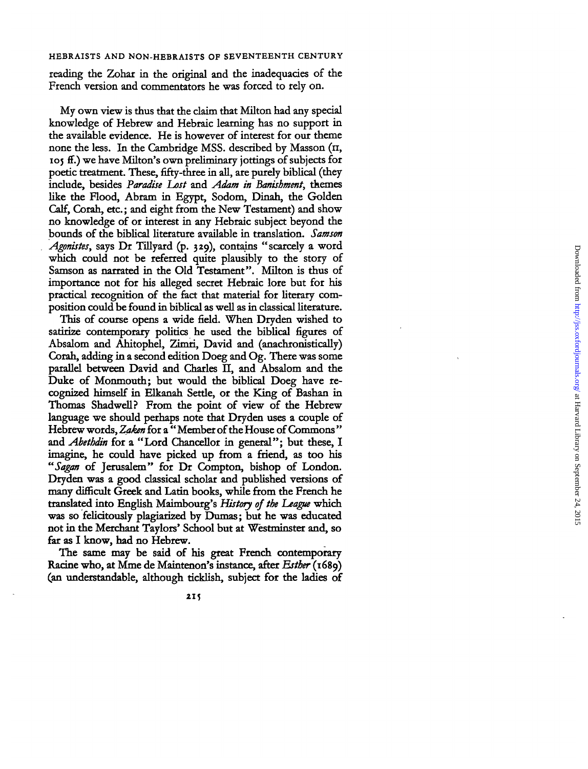reading the Zohar in the original and the inadequacies of the French version and commentators he was forced to rely on.

My own view is thus that the claim that Milton had any special knowledge of Hebrew and Hebraic learning has no support in the available evidence. He is however of interest for our theme none the less. In the Cambridge MSS. described by Masson (II, 105 ff.) we have Milton's own preliminary jottings of subjects for poetic treatment. These, fifty-three in all, are purely biblical (they include, besides *Paradise Lost* and *Adam in Banishment*, themes like the Flood, Abram in Egypt, Sodom, Dinah, the Golden Calf, Corah, etc.; and eight from the New Testament) and show no knowledge of or interest in any Hebraic subject beyond the bounds of the biblical literature available in translation. *Samson Agonistes*, says Dr Tillyard (p. 329), contains "scarcely a word which could not be referred quite plausibly to the story of Samson as narrated in the Old Testament". Milton is thus of importance not for his alleged secret Hebraic lore but for his practical recognition of the fact that material for literary composition could be found in biblical as well as in classical literature.

This of course opens a wide field. When Dryden wished to satirize contemporary politics he used the biblical figures of Absalom and Ahitophel, Zimri, David and (anachronistically) Corah, adding in a second edition Doeg and Og. There was some parallel between David and Charles II, and Absalom and the Duke of Monmouth; but would the biblical Doeg have recognized himself in Elkanah Settle, or the King of Bashan in Thomas Shadwell? From the point of view of the Hebrew language we should perhaps note that Dryden uses a couple of Hebrew words, *Zaken* for a "Member of the House of Commons" and *Abethdin* for a "Lord Chancellor in general"; but these, I imagine, he could have picked up from a friend, as too his "*Sagan* of Jerusalem" for Dr Compton, bishop of London. Dryden was a good classical scholar and published versions of many difficult Greek and Latin books, while from the French he translated into English Maimbourg's *History of the League* which was so felicitously plagiarized by Dumas; but he was educated not in the Merchant Taylors' School but at Westminster and, so far as I know, had no Hebrew.

The same may be said of his great French contemporary Racine who, at Mme de Maintenon's instance, after *Esther* (1689) (an understandable, although ticklish, subject for the ladies of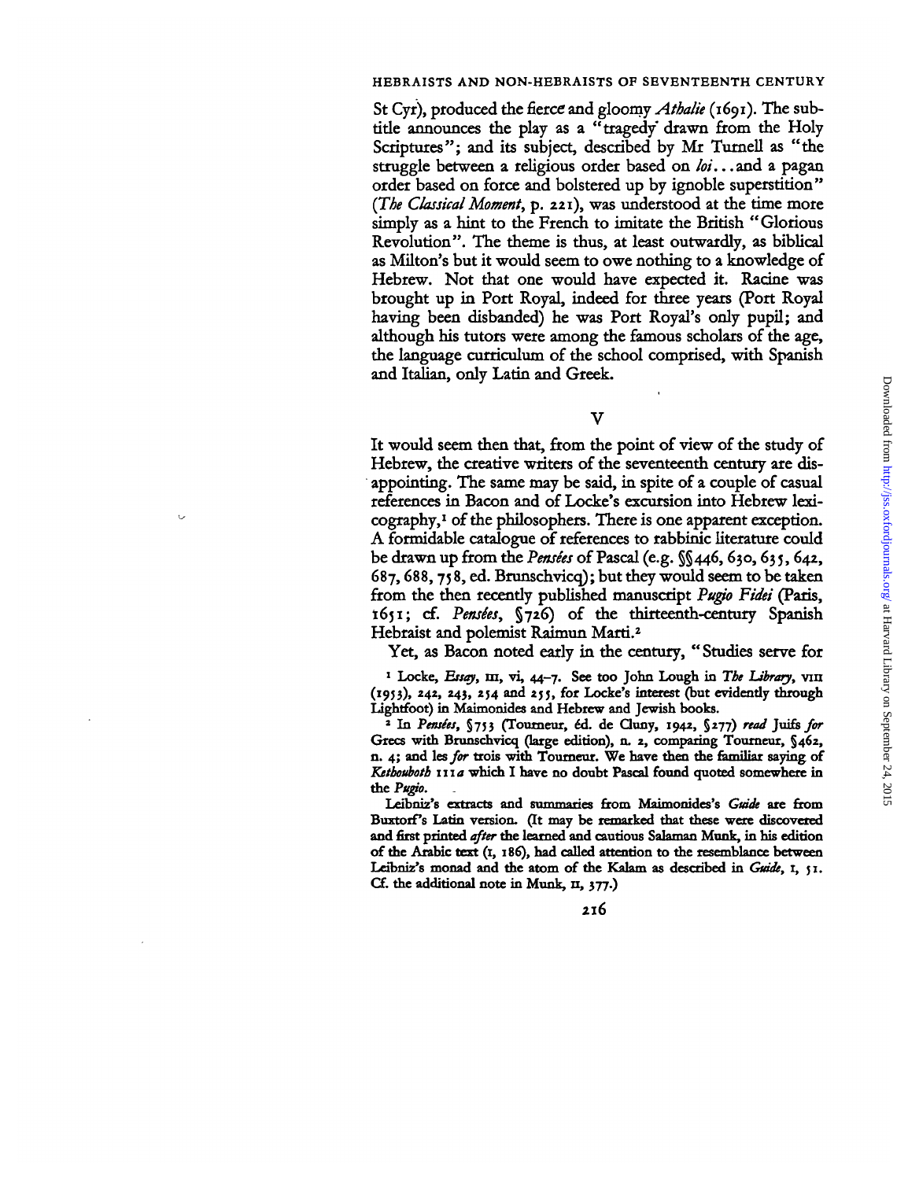St Cyr), produced the fierce and gloomy *Athalie* (1691). The subtitle announces the play as a "tragedy drawn from the Holy Scriptures"; and its subject, described by Mr Turnell as "the struggle between a religious order based on *loi*...and a pagan order based on force and bolstered up by ignoble superstition" (*The Classical Moment*, p. 221), was understood at the time more simply as a hint to the French to imitate the British "Glorious Revolution". The theme is thus, at least outwardly, as biblical as Milton's but it would seem to owe nothing to a knowledge of Hebrew. Not that one would have expected it. Racine was brought up in Port Royal, indeed for three years (Port Royal having been disbanded) he was Port Royal's only pupil; and although his tutors were among the famous scholars of the age, the language curriculum of the school comprised, with Spanish and Italian, only Latin and Greek.

## V

It would seem then that, from the point of view of the study of Hebrew, the creative writers of the seventeenth century are disappointing. The same may be said, in spite of a couple of casual references in Bacon and of Locke's excursion into Hebrew lexicography,[1] of the philosophers. There is one apparent exception. A formidable catalogue of references to rabbinic literature could be drawn up from the *Pensées* of Pascal (e.g. §§446, 630, 635, 642, 687, 688, 758, ed. Brunschvicq); but they would seem to be taken from the then recently published manuscript *Pugio Fidei* (Paris, 1651; cf. *Pensées*, §726) of the thirteenth-century Spanish Hebraist and polemist Raimun Marti.[2]

Yet, as Bacon noted early in the century, "Studies serve for

[1] Locke, *Essay*, III, vi, 44–7. See too John Lough in *The Library*, VIII (1953), 242, 243, 254 and 255, for Locke's interest (but evidently through Lightfoot) in Maimonides and Hebrew and Jewish books.

[2] In *Pensées*, §753 (Tourneur, éd. de Cluny, 1942, §277) *read* Juifs *for* Grecs with Brunschvicq (large edition), n. 2, comparing Tourneur, §462, n. 4; and les *for* trois with Tourneur. We have then the familiar saying of *Ketbouboth* 111*a* which I have no doubt Pascal found quoted somewhere in the *Pugio*.

Leibniz's extracts and summaries from Maimonides's *Guide* are from Buxtorf's Latin version. (It may be remarked that these were discovered and first printed *after* the learned and cautious Salaman Munk, in his edition of the Arabic text (I, 186), had called attention to the resemblance between Leibniz's monad and the atom of the Kalam as described in *Guide*, I, 51. Cf. the additional note in Munk, II, 377.)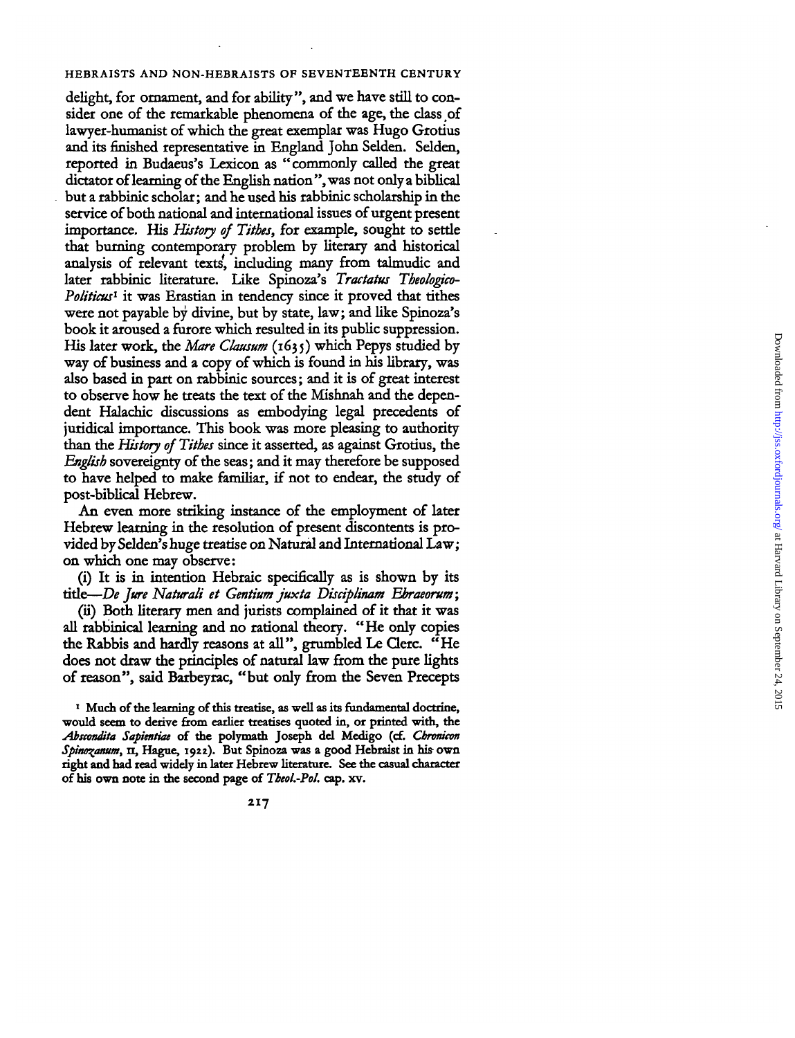delight, for ornament, and for ability", and we have still to consider one of the remarkable phenomena of the age, the class of lawyer-humanist of which the great exemplar was Hugo Grotius and its finished representative in England John Selden. Selden, reported in Budaeus's Lexicon as "commonly called the great dictator of learning of the English nation", was not only a biblical but a rabbinic scholar; and he used his rabbinic scholarship in the service of both national and international issues of urgent present importance. His *History of Tithes*, for example, sought to settle that burning contemporary problem by literary and historical analysis of relevant texts, including many from talmudic and later rabbinic literature. Like Spinoza's *Tractatus Theologico-Politicus*[1] it was Erastian in tendency since it proved that tithes were not payable by divine, but by state, law; and like Spinoza's book it aroused a furore which resulted in its public suppression. His later work, the *Mare Clausum* (1635) which Pepys studied by way of business and a copy of which is found in his library, was also based in part on rabbinic sources; and it is of great interest to observe how he treats the text of the Mishnah and the dependent Halachic discussions as embodying legal precedents of juridical importance. This book was more pleasing to authority than the *History of Tithes* since it asserted, as against Grotius, the *English* sovereignty of the seas; and it may therefore be supposed to have helped to make familiar, if not to endear, the study of post-biblical Hebrew.

An even more striking instance of the employment of later Hebrew learning in the resolution of present discontents is provided by Selden's huge treatise on Natural and International Law; on which one may observe:

(i) It is in intention Hebraic specifically as is shown by its title—*De Jure Naturali et Gentium juxta Disciplinam Ebraeorum*;

(ii) Both literary men and jurists complained of it that it was all rabbinical learning and no rational theory. "He only copies the Rabbis and hardly reasons at all", grumbled Le Clerc. "He does not draw the principles of natural law from the pure lights of reason", said Barbeyrac, "but only from the Seven Precepts

[1] Much of the learning of this treatise, as well as its fundamental doctrine, would seem to derive from earlier treatises quoted in, or printed with, the *Abscondita Sapientiae* of the polymath Joseph del Medigo (cf. *Chronicon Spinozanum*, II, Hague, 1922). But Spinoza was a good Hebraist in his own right and had read widely in later Hebrew literature. See the casual character of his own note in the second page of *Theol.-Pol.* cap. xv.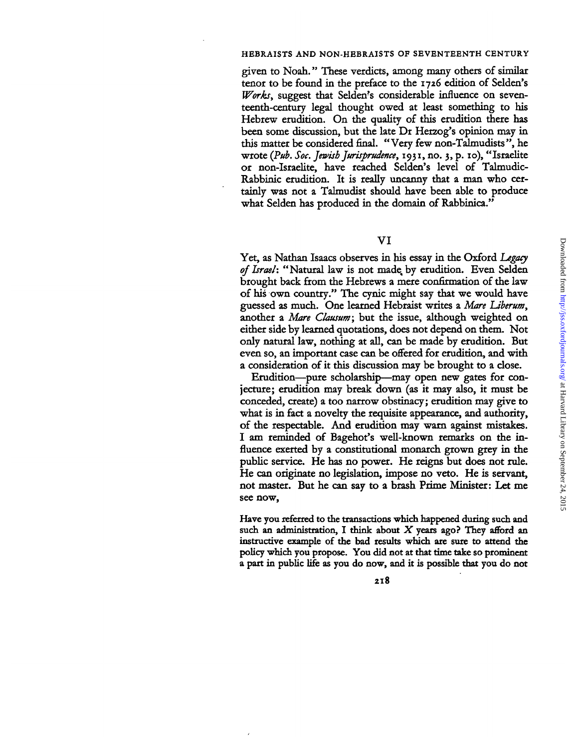given to Noah." These verdicts, among many others of similar tenor to be found in the preface to the 1726 edition of Selden's *Works*, suggest that Selden's considerable influence on seventeenth-century legal thought owed at least something to his Hebrew erudition. On the quality of this erudition there has been some discussion, but the late Dr Herzog's opinion may in this matter be considered final. "Very few non-Talmudists", he wrote (*Pub. Soc. Jewish Jurisprudence*, 1931, no. 3, p. 10), "Israelite or non-Israelite, have reached Selden's level of Talmudic-Rabbinic erudition. It is really uncanny that a man who certainly was not a Talmudist should have been able to produce what Selden has produced in the domain of Rabbinica."

## VI

Yet, as Nathan Isaacs observes in his essay in the Oxford *Legacy of Israel*: "Natural law is not made by erudition. Even Selden brought back from the Hebrews a mere confirmation of the law of his own country." The cynic might say that we would have guessed as much. One learned Hebraist writes a *Mare Liberum*, another a *Mare Clausum*; but the issue, although weighted on either side by learned quotations, does not depend on them. Not only natural law, nothing at all, can be made by erudition. But even so, an important case can be offered for erudition, and with a consideration of it this discussion may be brought to a close.

Erudition—pure scholarship—may open new gates for conjecture; erudition may break down (as it may also, it must be conceded, create) a too narrow obstinacy; erudition may give to what is in fact a novelty the requisite appearance, and authority, of the respectable. And erudition may warn against mistakes. I am reminded of Bagehot's well-known remarks on the influence exerted by a constitutional monarch grown grey in the public service. He has no power. He reigns but does not rule. He can originate no legislation, impose no veto. He is servant, not master. But he can say to a brash Prime Minister: Let me see now,

> Have you referred to the transactions which happened during such and such an administration, I think about $X$ years ago? They afford an instructive example of the bad results which are sure to attend the policy which you propose. You did not at that time take so prominent a part in public life as you do now, and it is possible that you do not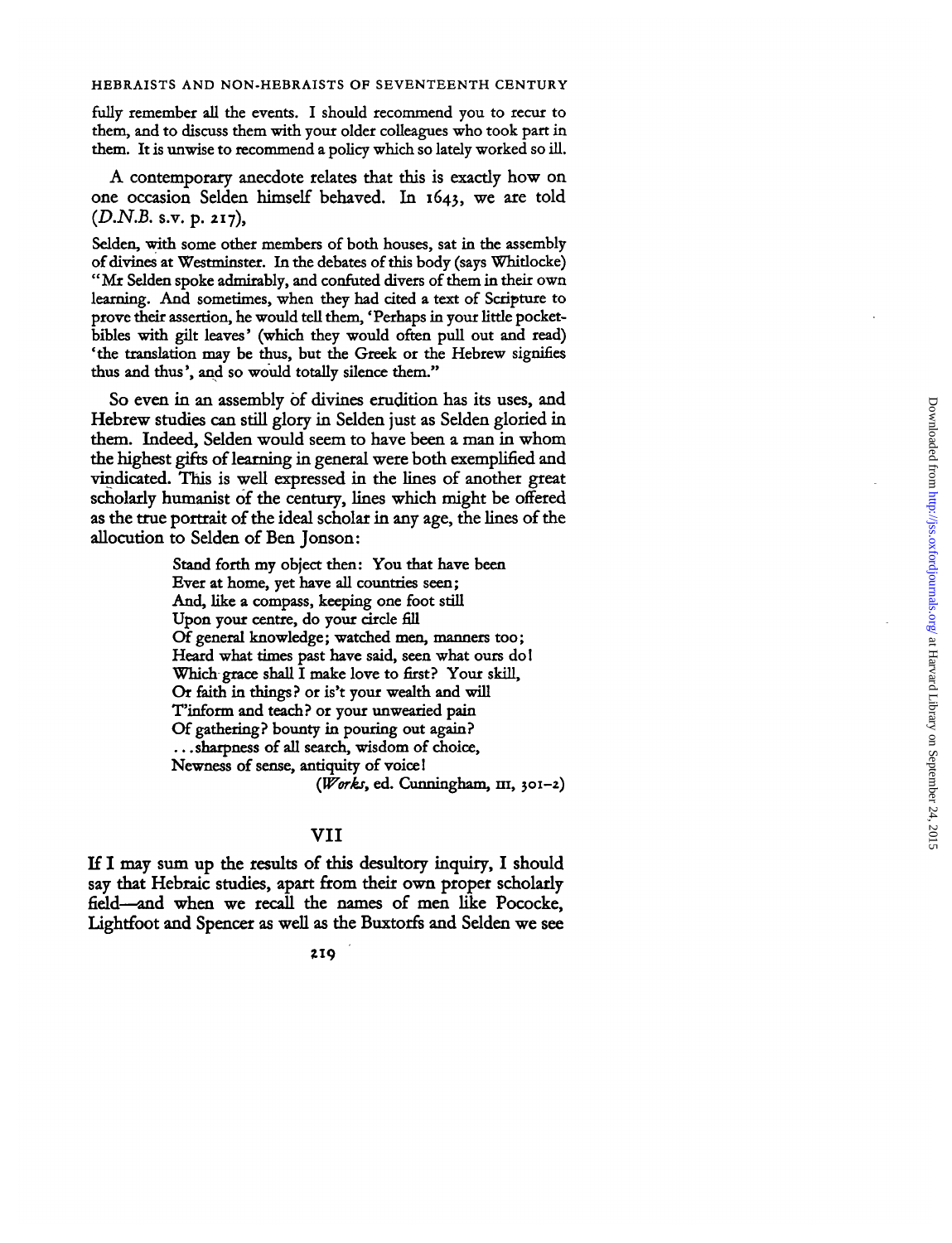fully remember all the events. I should recommend you to recur to them, and to discuss them with your older colleagues who took part in them. It is unwise to recommend a policy which so lately worked so ill.

A contemporary anecdote relates that this is exactly how on one occasion Selden himself behaved. In 1643, we are told (*D.N.B.* s.v. p. 217),

> Selden, with some other members of both houses, sat in the assembly of divines at Westminster. In the debates of this body (says Whitlocke) "Mr Selden spoke admirably, and confuted divers of them in their own learning. And sometimes, when they had cited a text of Scripture to prove their assertion, he would tell them, 'Perhaps in your little pocket-bibles with gilt leaves' (which they would often pull out and read) 'the translation may be thus, but the Greek or the Hebrew signifies thus and thus', and so would totally silence them."

So even in an assembly of divines erudition has its uses, and Hebrew studies can still glory in Selden just as Selden gloried in them. Indeed, Selden would seem to have been a man in whom the highest gifts of learning in general were both exemplified and vindicated. This is well expressed in the lines of another great scholarly humanist of the century, lines which might be offered as the true portrait of the ideal scholar in any age, the lines of the allocution to Selden of Ben Jonson:

> Stand forth my object then: You that have been  
> Ever at home, yet have all countries seen;  
> And, like a compass, keeping one foot still  
> Upon your centre, do your circle fill  
> Of general knowledge; watched men, manners too;  
> Heard what times past have said, seen what ours do!  
> Which grace shall I make love to first? Your skill,  
> Or faith in things? or is't your wealth and will  
> T'inform and teach? or your unwearied pain  
> Of gathering? bounty in pouring out again?  
> ...sharpness of all search, wisdom of choice,  
> Newness of sense, antiquity of voice!  
> (*Works*, ed. Cunningham, III, 301–2)

## VII

If I may sum up the results of this desultory inquiry, I should say that Hebraic studies, apart from their own proper scholarly field—and when we recall the names of men like Pococke, Lightfoot and Spencer as well as the Buxtorfs and Selden we see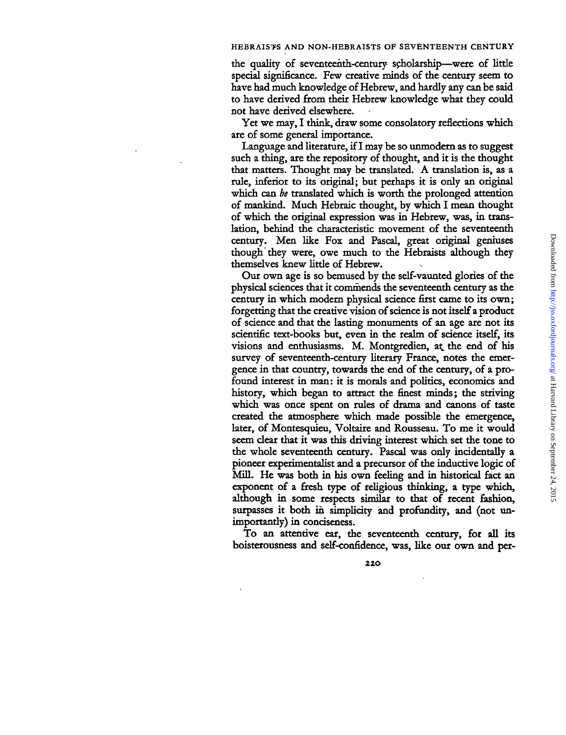the quality of seventeenth-century scholarship—were of little special significance. Few creative minds of the century seem to have had much knowledge of Hebrew, and hardly any can be said to have derived from their Hebrew knowledge what they could not have derived elsewhere.

Yet we may, I think, draw some consolatory reflections which are of some general importance.

Language and literature, if I may be so unmodern as to suggest such a thing, are the repository of thought, and it is the thought that matters. Thought may be translated. A translation is, as a rule, inferior to its original; but perhaps it is only an original which can *be* translated which is worth the prolonged attention of mankind. Much Hebraic thought, by which I mean thought of which the original expression was in Hebrew, was, in translation, behind the characteristic movement of the seventeenth century. Men like Fox and Pascal, great original geniuses though they were, owe much to the Hebraists although they themselves knew little of Hebrew.

Our own age is so bemused by the self-vaunted glories of the physical sciences that it commends the seventeenth century as the century in which modern physical science first came to its own; forgetting that the creative vision of science is not itself a product of science and that the lasting monuments of an age are not its scientific text-books but, even in the realm of science itself, its visions and enthusiasms. M. Montgredien, at the end of his survey of seventeenth-century literary France, notes the emergence in that country, towards the end of the century, of a profound interest in man: it is morals and politics, economics and history, which began to attract the finest minds; the striving which was once spent on rules of drama and canons of taste created the atmosphere which made possible the emergence, later, of Montesquieu, Voltaire and Rousseau. To me it would seem clear that it was this driving interest which set the tone to the whole seventeenth century. Pascal was only incidentally a pioneer experimentalist and a precursor of the inductive logic of Mill. He was both in his own feeling and in historical fact an exponent of a fresh type of religious thinking, a type which, although in some respects similar to that of recent fashion, surpasses it both in simplicity and profundity, and (not unimportantly) in conciseness.

To an attentive ear, the seventeenth century, for all its boisterousness and self-confidence, was, like our own and per-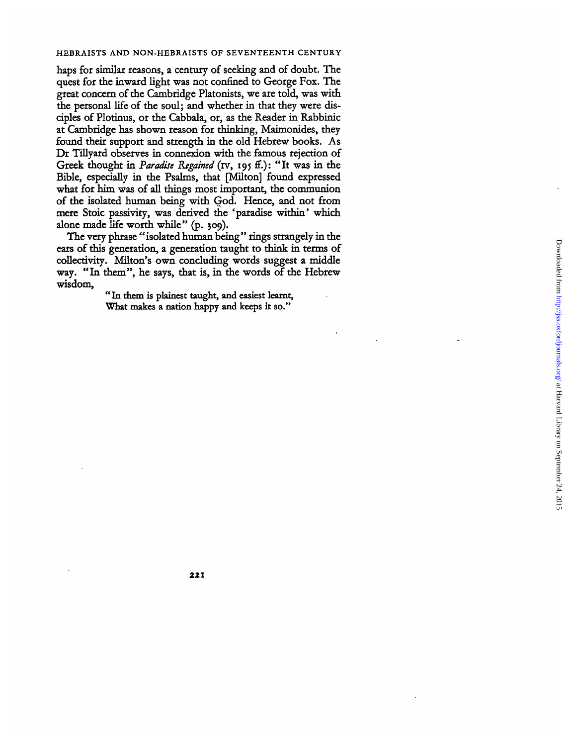haps for similar reasons, a century of seeking and of doubt. The quest for the inward light was not confined to George Fox. The great concern of the Cambridge Platonists, we are told, was with the personal life of the soul; and whether in that they were disciples of Plotinus, or the Cabbala, or, as the Reader in Rabbinic at Cambridge has shown reason for thinking, Maimonides, they found their support and strength in the old Hebrew books. As Dr Tillyard observes in connexion with the famous rejection of Greek thought in *Paradise Regained* (IV, 195 ff.): "It was in the Bible, especially in the Psalms, that [Milton] found expressed what for him was of all things most important, the communion of the isolated human being with God. Hence, and not from mere Stoic passivity, was derived the 'paradise within' which alone made life worth while" (p. 309).

The very phrase "isolated human being" rings strangely in the ears of this generation, a generation taught to think in terms of collectivity. Milton's own concluding words suggest a middle way. "In them", he says, that is, in the words of the Hebrew wisdom,

> "In them is plainest taught, and easiest learnt,
> What makes a nation happy and keeps it so."